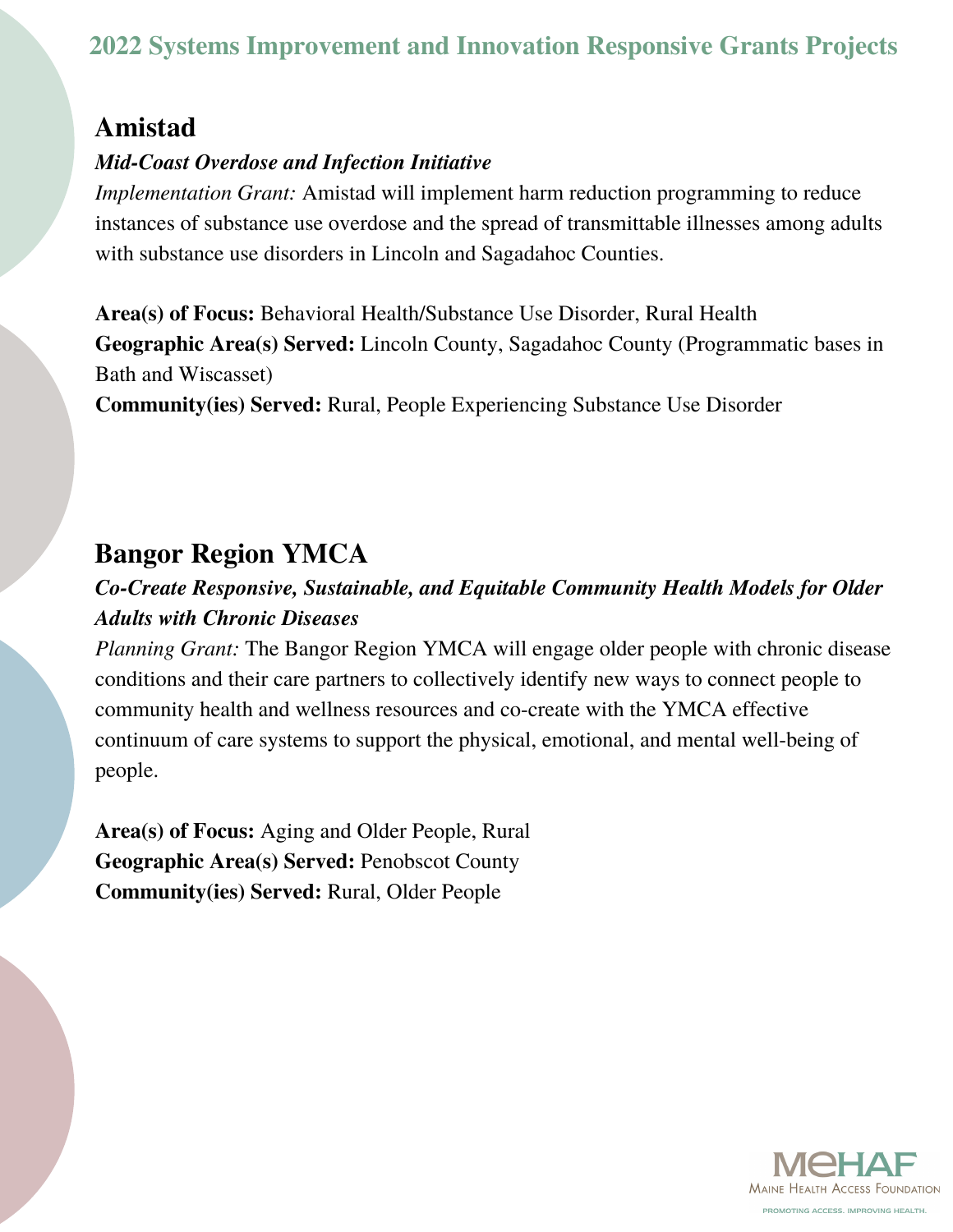# 2022 Systems Improvement and Innovation Responsive Grants Projects

## Amistad

***Mid-Coast Overdose and Infection Initiative***

*Implementation Grant:* Amistad will implement harm reduction programming to reduce instances of substance use overdose and the spread of transmittable illnesses among adults with substance use disorders in Lincoln and Sagadahoc Counties.

**Area(s) of Focus:** Behavioral Health/Substance Use Disorder, Rural Health
**Geographic Area(s) Served:** Lincoln County, Sagadahoc County (Programmatic bases in Bath and Wiscasset)
**Community(ies) Served:** Rural, People Experiencing Substance Use Disorder

## Bangor Region YMCA

***Co-Create Responsive, Sustainable, and Equitable Community Health Models for Older Adults with Chronic Diseases***

*Planning Grant:* The Bangor Region YMCA will engage older people with chronic disease conditions and their care partners to collectively identify new ways to connect people to community health and wellness resources and co-create with the YMCA effective continuum of care systems to support the physical, emotional, and mental well-being of people.

**Area(s) of Focus:** Aging and Older People, Rural
**Geographic Area(s) Served:** Penobscot County
**Community(ies) Served:** Rural, Older People

MEHAF
Maine Health Access Foundation
PROMOTING ACCESS. IMPROVING HEALTH.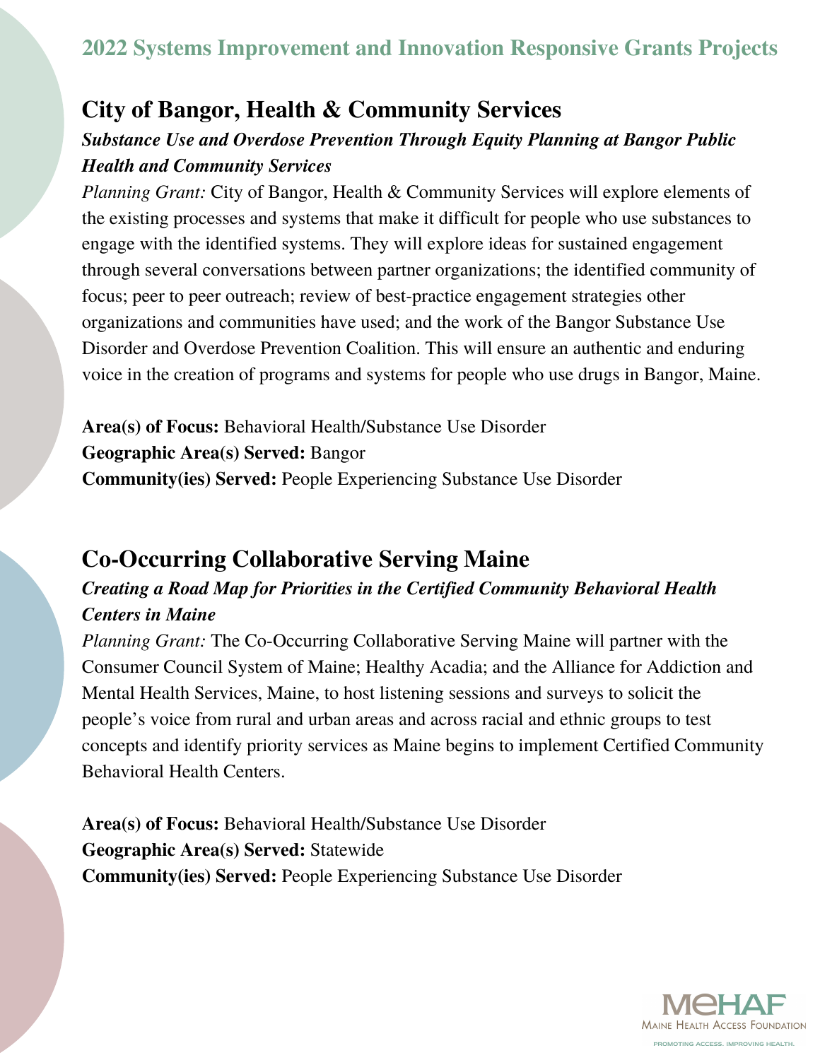## 2022 Systems Improvement and Innovation Responsive Grants Projects

### City of Bangor, Health & Community Services

***Substance Use and Overdose Prevention Through Equity Planning at Bangor Public Health and Community Services***

*Planning Grant:* City of Bangor, Health & Community Services will explore elements of the existing processes and systems that make it difficult for people who use substances to engage with the identified systems. They will explore ideas for sustained engagement through several conversations between partner organizations; the identified community of focus; peer to peer outreach; review of best-practice engagement strategies other organizations and communities have used; and the work of the Bangor Substance Use Disorder and Overdose Prevention Coalition. This will ensure an authentic and enduring voice in the creation of programs and systems for people who use drugs in Bangor, Maine.

**Area(s) of Focus:** Behavioral Health/Substance Use Disorder
**Geographic Area(s) Served:** Bangor
**Community(ies) Served:** People Experiencing Substance Use Disorder

### Co-Occurring Collaborative Serving Maine

***Creating a Road Map for Priorities in the Certified Community Behavioral Health Centers in Maine***

*Planning Grant:* The Co-Occurring Collaborative Serving Maine will partner with the Consumer Council System of Maine; Healthy Acadia; and the Alliance for Addiction and Mental Health Services, Maine, to host listening sessions and surveys to solicit the people's voice from rural and urban areas and across racial and ethnic groups to test concepts and identify priority services as Maine begins to implement Certified Community Behavioral Health Centers.

**Area(s) of Focus:** Behavioral Health/Substance Use Disorder
**Geographic Area(s) Served:** Statewide
**Community(ies) Served:** People Experiencing Substance Use Disorder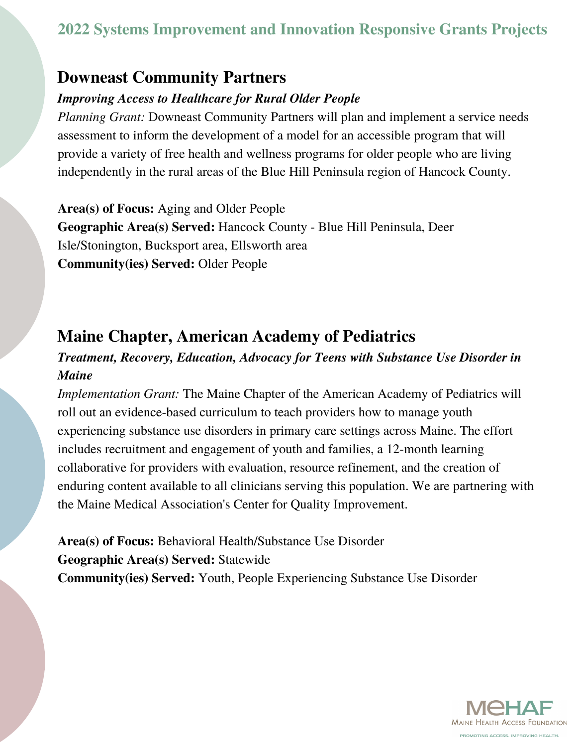## 2022 Systems Improvement and Innovation Responsive Grants Projects

### Downeast Community Partners

***Improving Access to Healthcare for Rural Older People***

*Planning Grant:* Downeast Community Partners will plan and implement a service needs assessment to inform the development of a model for an accessible program that will provide a variety of free health and wellness programs for older people who are living independently in the rural areas of the Blue Hill Peninsula region of Hancock County.

**Area(s) of Focus:** Aging and Older People
**Geographic Area(s) Served:** Hancock County - Blue Hill Peninsula, Deer Isle/Stonington, Bucksport area, Ellsworth area
**Community(ies) Served:** Older People

### Maine Chapter, American Academy of Pediatrics

***Treatment, Recovery, Education, Advocacy for Teens with Substance Use Disorder in Maine***

*Implementation Grant:* The Maine Chapter of the American Academy of Pediatrics will roll out an evidence-based curriculum to teach providers how to manage youth experiencing substance use disorders in primary care settings across Maine. The effort includes recruitment and engagement of youth and families, a 12-month learning collaborative for providers with evaluation, resource refinement, and the creation of enduring content available to all clinicians serving this population. We are partnering with the Maine Medical Association's Center for Quality Improvement.

**Area(s) of Focus:** Behavioral Health/Substance Use Disorder
**Geographic Area(s) Served:** Statewide
**Community(ies) Served:** Youth, People Experiencing Substance Use Disorder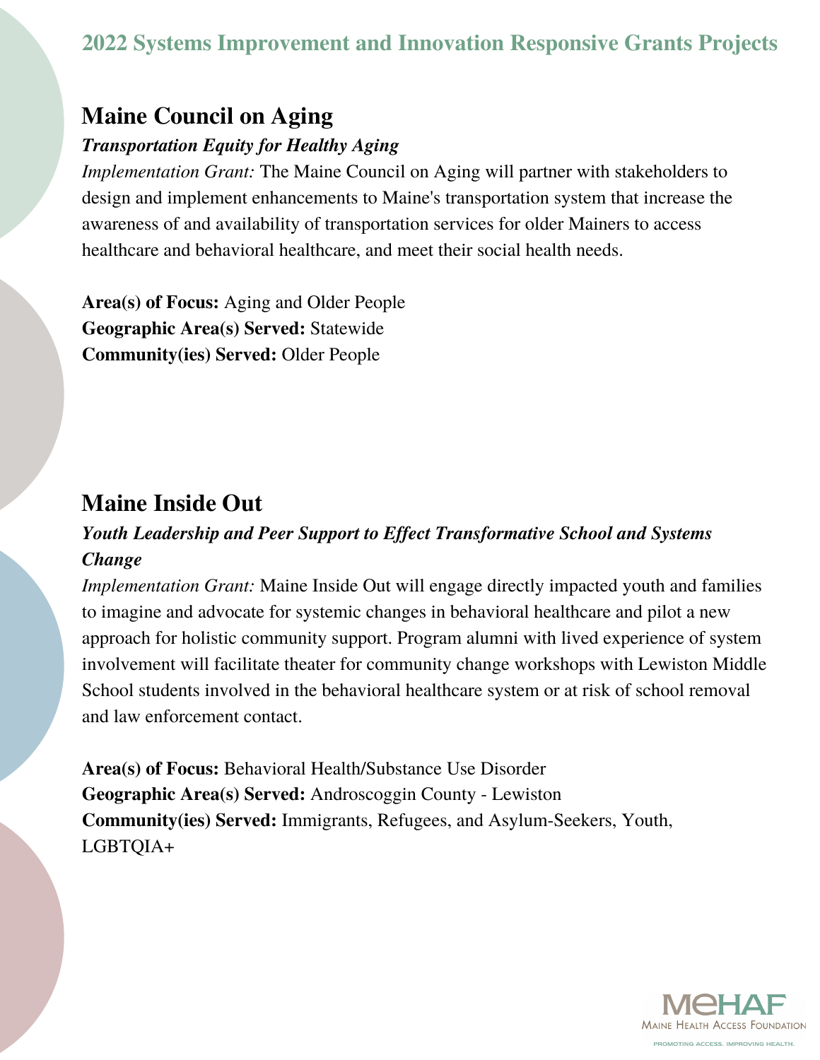## 2022 Systems Improvement and Innovation Responsive Grants Projects

### Maine Council on Aging

***Transportation Equity for Healthy Aging***

*Implementation Grant:* The Maine Council on Aging will partner with stakeholders to design and implement enhancements to Maine's transportation system that increase the awareness of and availability of transportation services for older Mainers to access healthcare and behavioral healthcare, and meet their social health needs.

**Area(s) of Focus:** Aging and Older People
**Geographic Area(s) Served:** Statewide
**Community(ies) Served:** Older People

### Maine Inside Out

***Youth Leadership and Peer Support to Effect Transformative School and Systems Change***

*Implementation Grant:* Maine Inside Out will engage directly impacted youth and families to imagine and advocate for systemic changes in behavioral healthcare and pilot a new approach for holistic community support. Program alumni with lived experience of system involvement will facilitate theater for community change workshops with Lewiston Middle School students involved in the behavioral healthcare system or at risk of school removal and law enforcement contact.

**Area(s) of Focus:** Behavioral Health/Substance Use Disorder
**Geographic Area(s) Served:** Androscoggin County - Lewiston
**Community(ies) Served:** Immigrants, Refugees, and Asylum-Seekers, Youth, LGBTQIA+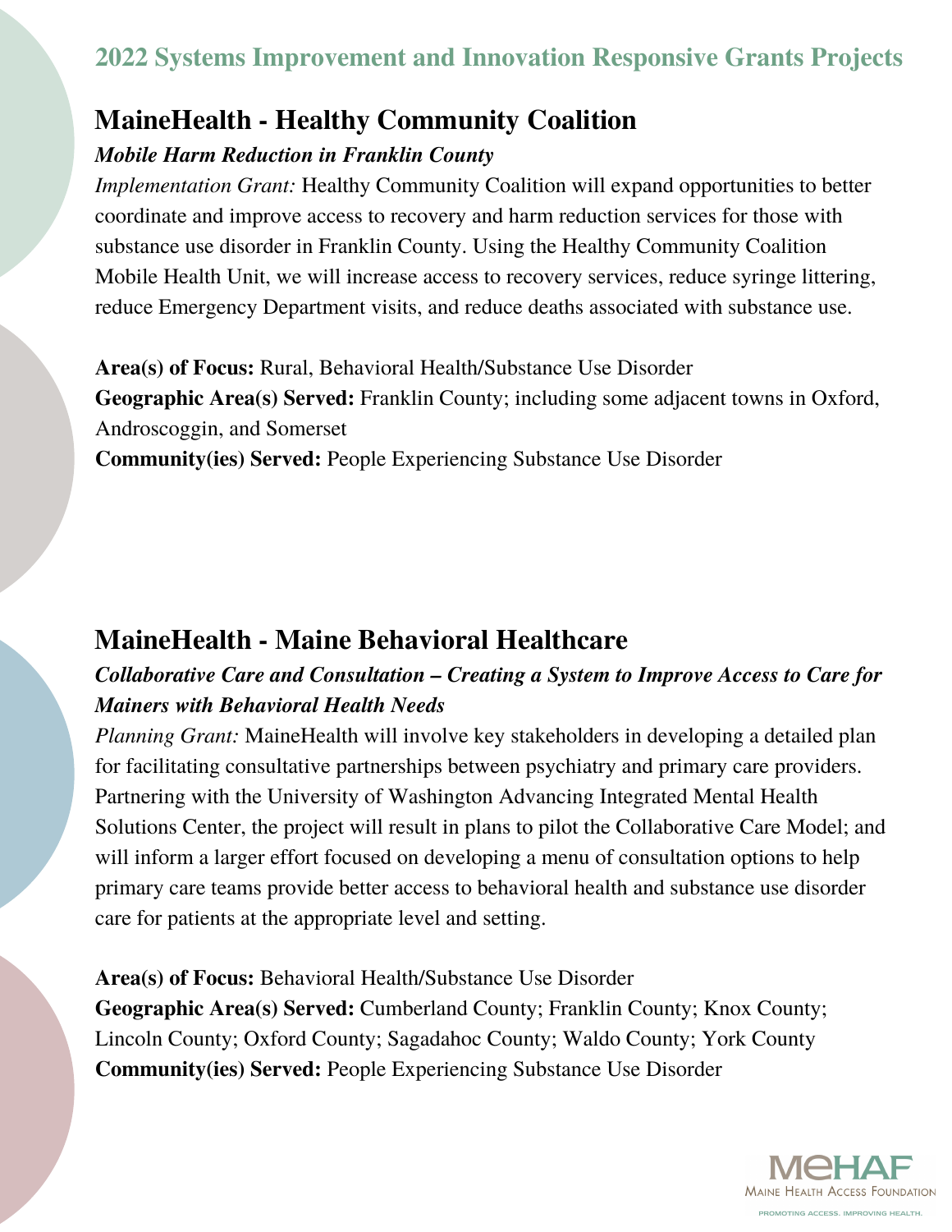## 2022 Systems Improvement and Innovation Responsive Grants Projects

## MaineHealth - Healthy Community Coalition

***Mobile Harm Reduction in Franklin County***

*Implementation Grant:* Healthy Community Coalition will expand opportunities to better coordinate and improve access to recovery and harm reduction services for those with substance use disorder in Franklin County. Using the Healthy Community Coalition Mobile Health Unit, we will increase access to recovery services, reduce syringe littering, reduce Emergency Department visits, and reduce deaths associated with substance use.

**Area(s) of Focus:** Rural, Behavioral Health/Substance Use Disorder
**Geographic Area(s) Served:** Franklin County; including some adjacent towns in Oxford, Androscoggin, and Somerset
**Community(ies) Served:** People Experiencing Substance Use Disorder

## MaineHealth - Maine Behavioral Healthcare

***Collaborative Care and Consultation – Creating a System to Improve Access to Care for Mainers with Behavioral Health Needs***

*Planning Grant:* MaineHealth will involve key stakeholders in developing a detailed plan for facilitating consultative partnerships between psychiatry and primary care providers. Partnering with the University of Washington Advancing Integrated Mental Health Solutions Center, the project will result in plans to pilot the Collaborative Care Model; and will inform a larger effort focused on developing a menu of consultation options to help primary care teams provide better access to behavioral health and substance use disorder care for patients at the appropriate level and setting.

**Area(s) of Focus:** Behavioral Health/Substance Use Disorder
**Geographic Area(s) Served:** Cumberland County; Franklin County; Knox County; Lincoln County; Oxford County; Sagadahoc County; Waldo County; York County
**Community(ies) Served:** People Experiencing Substance Use Disorder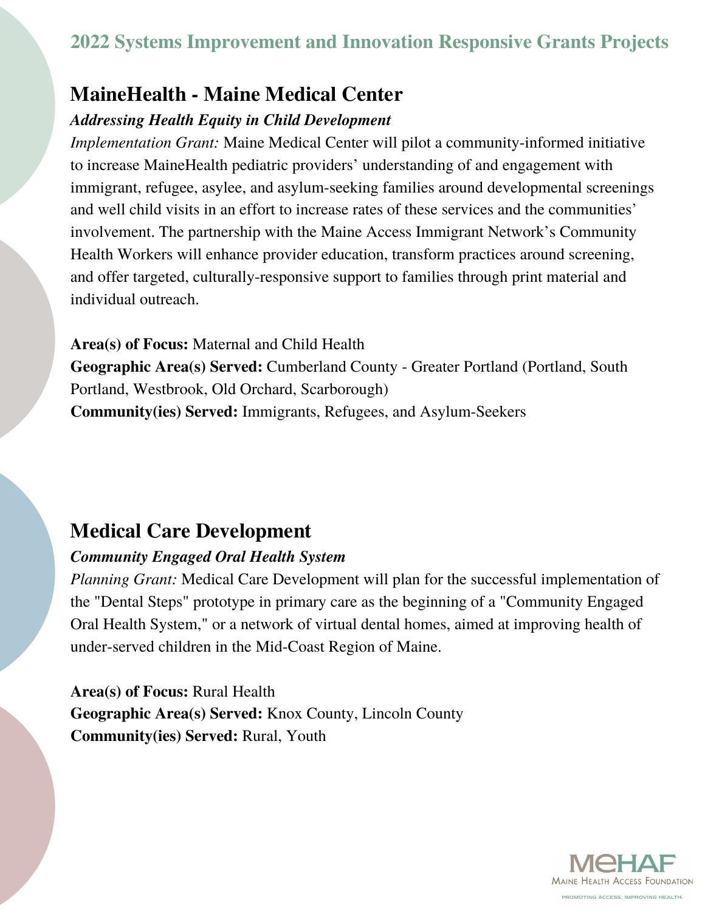## 2022 Systems Improvement and Innovation Responsive Grants Projects

### MaineHealth - Maine Medical Center

***Addressing Health Equity in Child Development***

*Implementation Grant:* Maine Medical Center will pilot a community-informed initiative to increase MaineHealth pediatric providers' understanding of and engagement with immigrant, refugee, asylee, and asylum-seeking families around developmental screenings and well child visits in an effort to increase rates of these services and the communities' involvement. The partnership with the Maine Access Immigrant Network's Community Health Workers will enhance provider education, transform practices around screening, and offer targeted, culturally-responsive support to families through print material and individual outreach.

**Area(s) of Focus:** Maternal and Child Health
**Geographic Area(s) Served:** Cumberland County - Greater Portland (Portland, South Portland, Westbrook, Old Orchard, Scarborough)
**Community(ies) Served:** Immigrants, Refugees, and Asylum-Seekers

### Medical Care Development

***Community Engaged Oral Health System***

*Planning Grant:* Medical Care Development will plan for the successful implementation of the "Dental Steps" prototype in primary care as the beginning of a "Community Engaged Oral Health System," or a network of virtual dental homes, aimed at improving health of under-served children in the Mid-Coast Region of Maine.

**Area(s) of Focus:** Rural Health
**Geographic Area(s) Served:** Knox County, Lincoln County
**Community(ies) Served:** Rural, Youth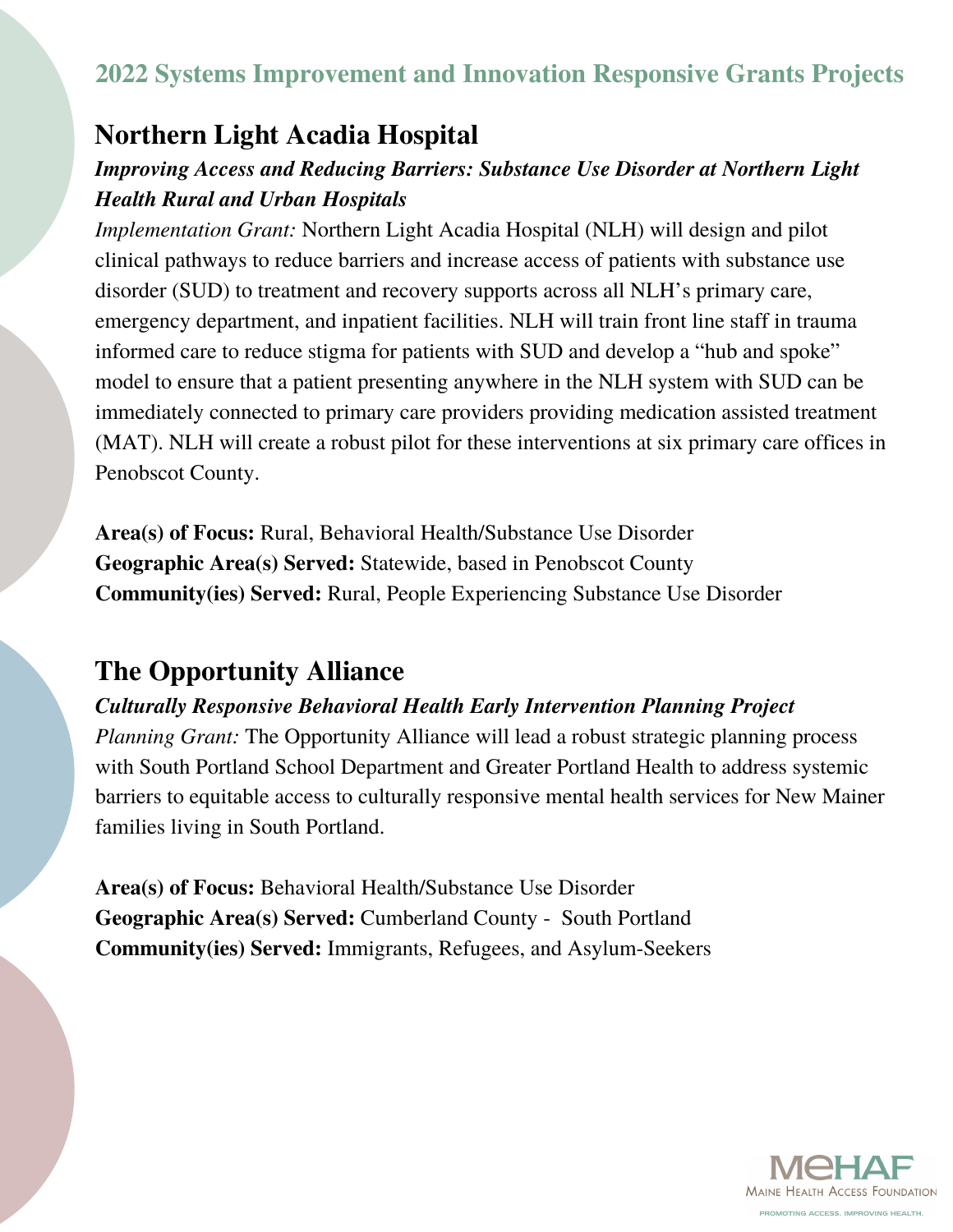## 2022 Systems Improvement and Innovation Responsive Grants Projects

# Northern Light Acadia Hospital

***Improving Access and Reducing Barriers: Substance Use Disorder at Northern Light Health Rural and Urban Hospitals***

*Implementation Grant:* Northern Light Acadia Hospital (NLH) will design and pilot clinical pathways to reduce barriers and increase access of patients with substance use disorder (SUD) to treatment and recovery supports across all NLH's primary care, emergency department, and inpatient facilities. NLH will train front line staff in trauma informed care to reduce stigma for patients with SUD and develop a "hub and spoke" model to ensure that a patient presenting anywhere in the NLH system with SUD can be immediately connected to primary care providers providing medication assisted treatment (MAT). NLH will create a robust pilot for these interventions at six primary care offices in Penobscot County.

**Area(s) of Focus:** Rural, Behavioral Health/Substance Use Disorder
**Geographic Area(s) Served:** Statewide, based in Penobscot County
**Community(ies) Served:** Rural, People Experiencing Substance Use Disorder

# The Opportunity Alliance

***Culturally Responsive Behavioral Health Early Intervention Planning Project***

*Planning Grant:* The Opportunity Alliance will lead a robust strategic planning process with South Portland School Department and Greater Portland Health to address systemic barriers to equitable access to culturally responsive mental health services for New Mainer families living in South Portland.

**Area(s) of Focus:** Behavioral Health/Substance Use Disorder
**Geographic Area(s) Served:** Cumberland County - South Portland
**Community(ies) Served:** Immigrants, Refugees, and Asylum-Seekers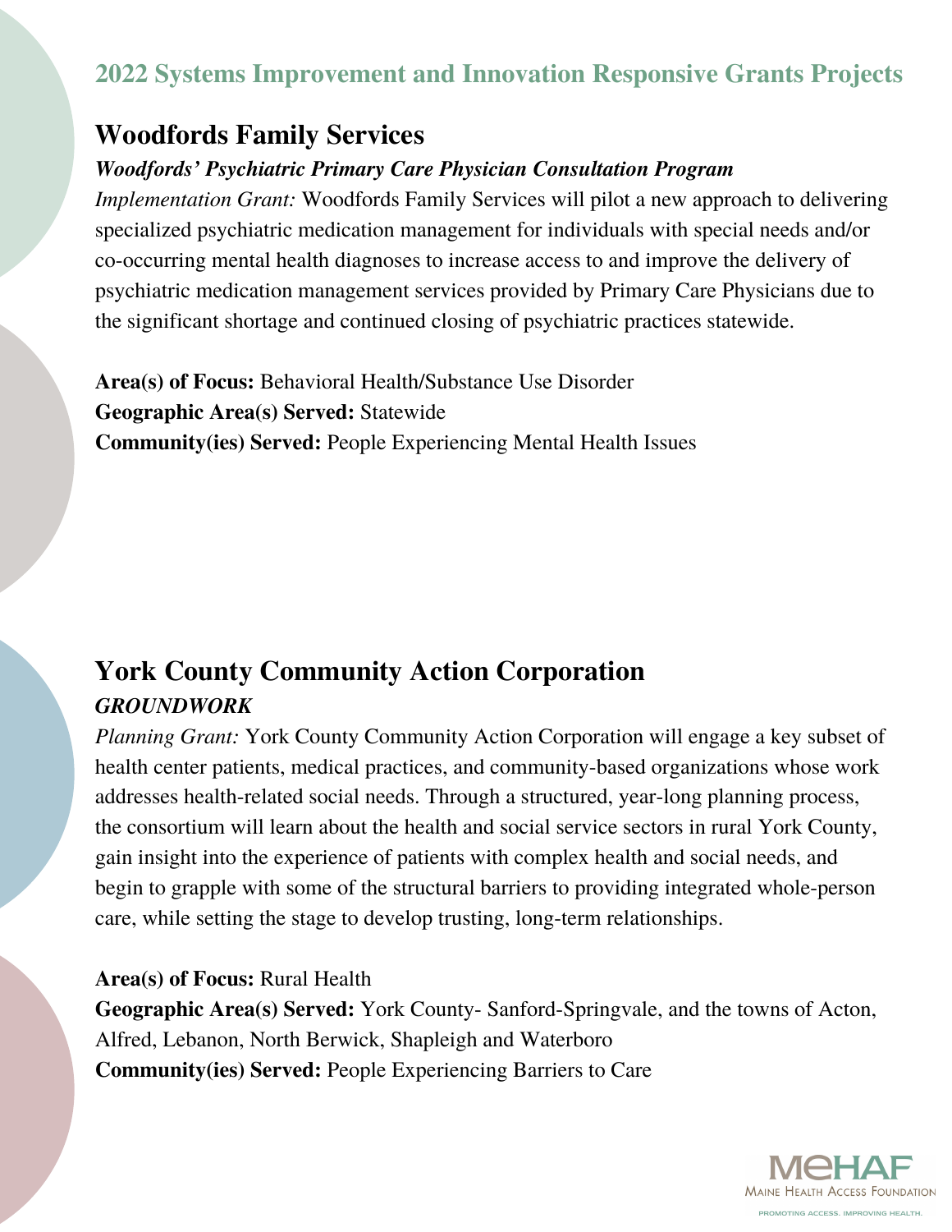## 2022 Systems Improvement and Innovation Responsive Grants Projects

### Woodfords Family Services

***Woodfords' Psychiatric Primary Care Physician Consultation Program***

*Implementation Grant:* Woodfords Family Services will pilot a new approach to delivering specialized psychiatric medication management for individuals with special needs and/or co-occurring mental health diagnoses to increase access to and improve the delivery of psychiatric medication management services provided by Primary Care Physicians due to the significant shortage and continued closing of psychiatric practices statewide.

**Area(s) of Focus:** Behavioral Health/Substance Use Disorder
**Geographic Area(s) Served:** Statewide
**Community(ies) Served:** People Experiencing Mental Health Issues

### York County Community Action Corporation

***GROUNDWORK***

*Planning Grant:* York County Community Action Corporation will engage a key subset of health center patients, medical practices, and community-based organizations whose work addresses health-related social needs. Through a structured, year-long planning process, the consortium will learn about the health and social service sectors in rural York County, gain insight into the experience of patients with complex health and social needs, and begin to grapple with some of the structural barriers to providing integrated whole-person care, while setting the stage to develop trusting, long-term relationships.

**Area(s) of Focus:** Rural Health
**Geographic Area(s) Served:** York County- Sanford-Springvale, and the towns of Acton, Alfred, Lebanon, North Berwick, Shapleigh and Waterboro
**Community(ies) Served:** People Experiencing Barriers to Care

MeHAF
Maine Health Access Foundation
PROMOTING ACCESS. IMPROVING HEALTH.